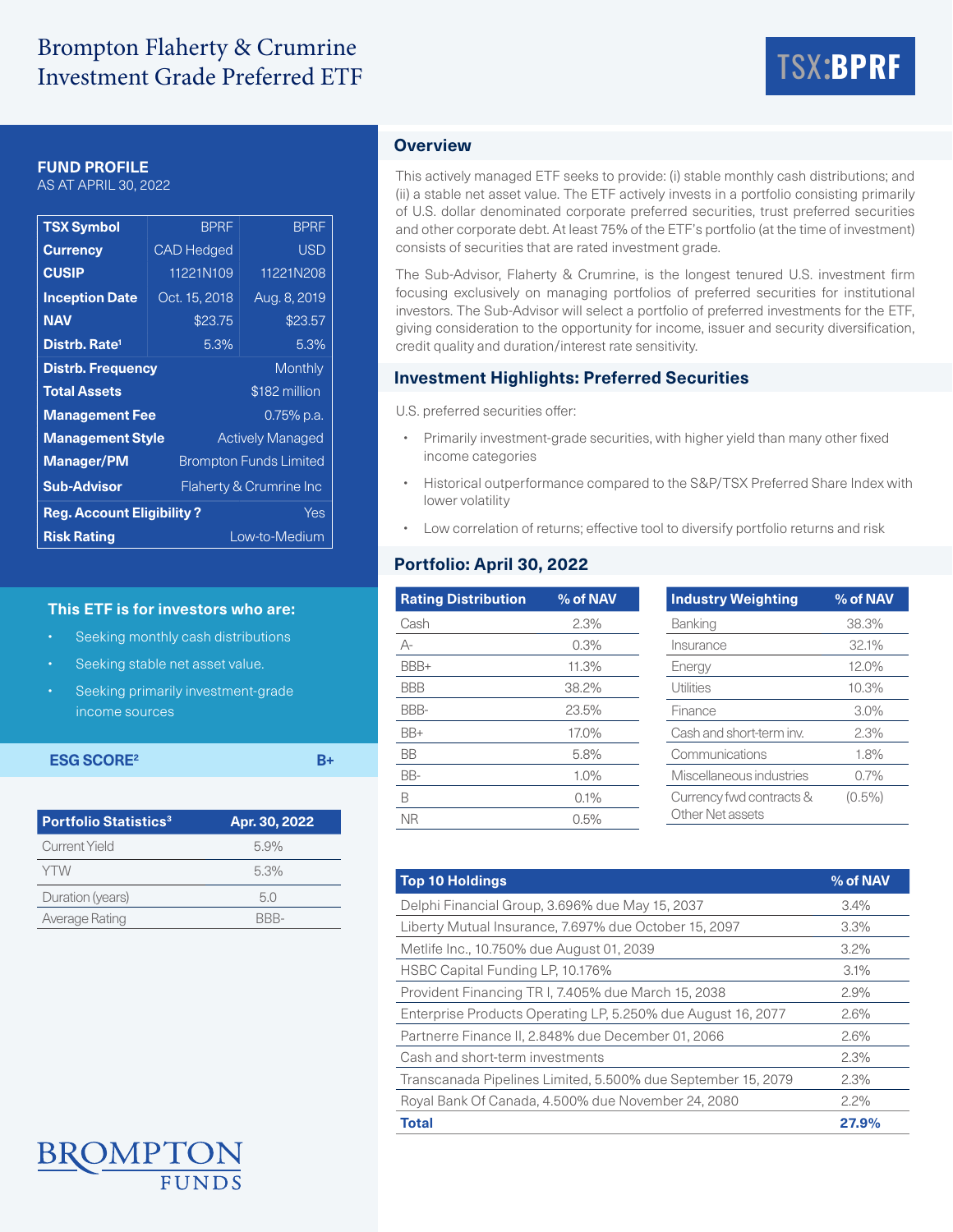# Brompton Flaherty & Crumrine Investment Grade Preferred ETF

**TSX:BPRF**

## FUND PROFILE
AS AT APRIL 30, 2022

| TSX Symbol | BPRF | BPRF |
|---|---|---|
| Currency | CAD Hedged | USD |
| CUSIP | 11221N109 | 11221N208 |
| Inception Date | Oct. 15, 2018 | Aug. 8, 2019 |
| NAV | $23.75 | $23.57 |
| Distrb. Rate[1] | 5.3% | 5.3% |
| Distrb. Frequency | | Monthly |
| Total Assets | | $182 million |
| Management Fee | | 0.75% p.a. |
| Management Style | | Actively Managed |
| Manager/PM | | Brompton Funds Limited |
| Sub-Advisor | | Flaherty & Crumrine Inc |
| Reg. Account Eligibility ? | | Yes |
| Risk Rating | | Low-to-Medium |

### This ETF is for investors who are:

- Seeking monthly cash distributions
- Seeking stable net asset value.
- Seeking primarily investment-grade income sources

**ESG SCORE[2]** **B+**

| Portfolio Statistics[3] | Apr. 30, 2022 |
|---|---|
| Current Yield | 5.9% |
| YTW | 5.3% |
| Duration (years) | 5.0 |
| Average Rating | BBB- |

## Overview

This actively managed ETF seeks to provide: (i) stable monthly cash distributions; and (ii) a stable net asset value. The ETF actively invests in a portfolio consisting primarily of U.S. dollar denominated corporate preferred securities, trust preferred securities and other corporate debt. At least 75% of the ETF's portfolio (at the time of investment) consists of securities that are rated investment grade.

The Sub-Advisor, Flaherty & Crumrine, is the longest tenured U.S. investment firm focusing exclusively on managing portfolios of preferred securities for institutional investors. The Sub-Advisor will select a portfolio of preferred investments for the ETF, giving consideration to the opportunity for income, issuer and security diversification, credit quality and duration/interest rate sensitivity.

## Investment Highlights: Preferred Securities

U.S. preferred securities offer:

- Primarily investment-grade securities, with higher yield than many other fixed income categories
- Historical outperformance compared to the S&P/TSX Preferred Share Index with lower volatility
- Low correlation of returns; effective tool to diversify portfolio returns and risk

## Portfolio: April 30, 2022

| Rating Distribution | % of NAV |
|---|---|
| Cash | 2.3% |
| A- | 0.3% |
| BBB+ | 11.3% |
| BBB | 38.2% |
| BBB- | 23.5% |
| BB+ | 17.0% |
| BB | 5.8% |
| BB- | 1.0% |
| B | 0.1% |
| NR | 0.5% |

| Industry Weighting | % of NAV |
|---|---|
| Banking | 38.3% |
| Insurance | 32.1% |
| Energy | 12.0% |
| Utilities | 10.3% |
| Finance | 3.0% |
| Cash and short-term inv. | 2.3% |
| Communications | 1.8% |
| Miscellaneous industries | 0.7% |
| Currency fwd contracts & Other Net assets | (0.5%) |

| Top 10 Holdings | % of NAV |
|---|---|
| Delphi Financial Group, 3.696% due May 15, 2037 | 3.4% |
| Liberty Mutual Insurance, 7.697% due October 15, 2097 | 3.3% |
| Metlife Inc., 10.750% due August 01, 2039 | 3.2% |
| HSBC Capital Funding LP, 10.176% | 3.1% |
| Provident Financing TR I, 7.405% due March 15, 2038 | 2.9% |
| Enterprise Products Operating LP, 5.250% due August 16, 2077 | 2.6% |
| Partnerre Finance II, 2.848% due December 01, 2066 | 2.6% |
| Cash and short-term investments | 2.3% |
| Transcanada Pipelines Limited, 5.500% due September 15, 2079 | 2.3% |
| Royal Bank Of Canada, 4.500% due November 24, 2080 | 2.2% |
| **Total** | **27.9%** |

BROMPTON FUNDS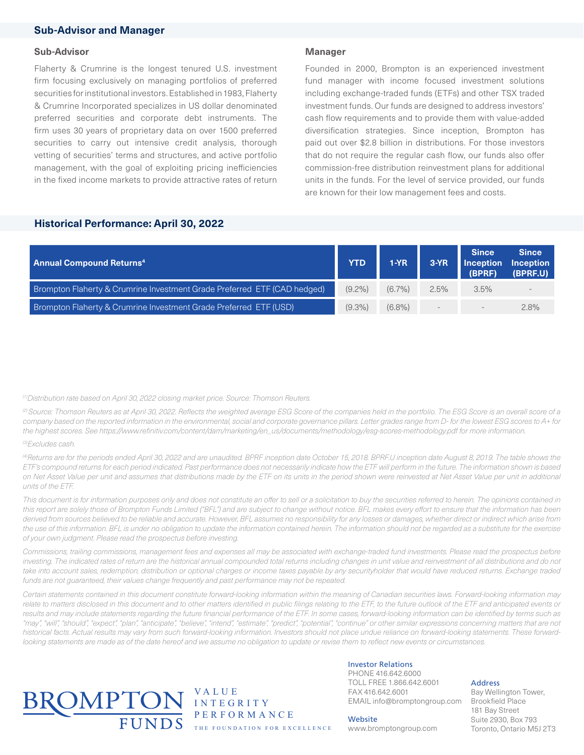## Sub-Advisor and Manager

### Sub-Advisor

Flaherty & Crumrine is the longest tenured U.S. investment firm focusing exclusively on managing portfolios of preferred securities for institutional investors. Established in 1983, Flaherty & Crumrine Incorporated specializes in US dollar denominated preferred securities and corporate debt instruments. The firm uses 30 years of proprietary data on over 1500 preferred securities to carry out intensive credit analysis, thorough vetting of securities' terms and structures, and active portfolio management, with the goal of exploiting pricing inefficiencies in the fixed income markets to provide attractive rates of return

### Manager

Founded in 2000, Brompton is an experienced investment fund manager with income focused investment solutions including exchange-traded funds (ETFs) and other TSX traded investment funds. Our funds are designed to address investors' cash flow requirements and to provide them with value-added diversification strategies. Since inception, Brompton has paid out over $2.8 billion in distributions. For those investors that do not require the regular cash flow, our funds also offer commission-free distribution reinvestment plans for additional units in the funds. For the level of service provided, our funds are known for their low management fees and costs.

## Historical Performance: April 30, 2022

| Annual Compound Returns[4] | YTD | 1-YR | 3-YR | Since Inception (BPRF) | Since Inception (BPRF.U) |
|---|---|---|---|---|---|
| Brompton Flaherty & Crumrine Investment Grade Preferred ETF (CAD hedged) | (9.2%) | (6.7%) | 2.5% | 3.5% | - |
| Brompton Flaherty & Crumrine Investment Grade Preferred ETF (USD) | (9.3%) | (6.8%) | - | - | 2.8% |

*[1]Distribution rate based on April 30, 2022 closing market price. Source: Thomson Reuters.*

*[2]Source: Thomson Reuters as at April 30, 2022. Reflects the weighted average ESG Score of the companies held in the portfolio. The ESG Score is an overall score of a company based on the reported information in the environmental, social and corporate governance pillars. Letter grades range from D- for the lowest ESG scores to A+ for the highest scores. See https://www.refinitiv.com/content/dam/marketing/en_us/documents/methodology/esg-scores-methodology.pdf for more information.*

*[3]Excludes cash.*

*[4]Returns are for the periods ended April 30, 2022 and are unaudited. BPRF inception date October 15, 2018. BPRF.U inception date August 8, 2019. The table shows the ETF's compound returns for each period indicated. Past performance does not necessarily indicate how the ETF will perform in the future. The information shown is based on Net Asset Value per unit and assumes that distributions made by the ETF on its units in the period shown were reinvested at Net Asset Value per unit in additional units of the ETF.*

*This document is for information purposes only and does not constitute an offer to sell or a solicitation to buy the securities referred to herein. The opinions contained in this report are solely those of Brompton Funds Limited ("BFL") and are subject to change without notice. BFL makes every effort to ensure that the information has been derived from sources believed to be reliable and accurate. However, BFL assumes no responsibility for any losses or damages, whether direct or indirect which arise from the use of this information. BFL is under no obligation to update the information contained herein. The information should not be regarded as a substitute for the exercise of your own judgment. Please read the prospectus before investing.*

*Commissions, trailing commissions, management fees and expenses all may be associated with exchange-traded fund investments. Please read the prospectus before investing. The indicated rates of return are the historical annual compounded total returns including changes in unit value and reinvestment of all distributions and do not take into account sales, redemption, distribution or optional charges or income taxes payable by any securityholder that would have reduced returns. Exchange traded funds are not guaranteed, their values change frequently and past performance may not be repeated.*

*Certain statements contained in this document constitute forward-looking information within the meaning of Canadian securities laws. Forward-looking information may relate to matters disclosed in this document and to other matters identified in public filings relating to the ETF, to the future outlook of the ETF and anticipated events or results and may include statements regarding the future financial performance of the ETF. In some cases, forward-looking information can be identified by terms such as "may", "will", "should", "expect", "plan", "anticipate", "believe", "intend", "estimate", "predict", "potential", "continue" or other similar expressions concerning matters that are not historical facts. Actual results may vary from such forward-looking information. Investors should not place undue reliance on forward-looking statements. These forward-looking statements are made as of the date hereof and we assume no obligation to update or revise them to reflect new events or circumstances.*

BROMPTON FUNDS

VALUE
INTEGRITY
PERFORMANCE
THE FOUNDATION FOR EXCELLENCE

**Investor Relations**
PHONE 416.642.6000
TOLL FREE 1.866.642.6001
FAX 416.642.6001
EMAIL info@bromptongroup.com

**Website**
www.bromptongroup.com

**Address**
Bay Wellington Tower,
Brookfield Place
181 Bay Street
Suite 2930, Box 793
Toronto, Ontario M5J 2T3